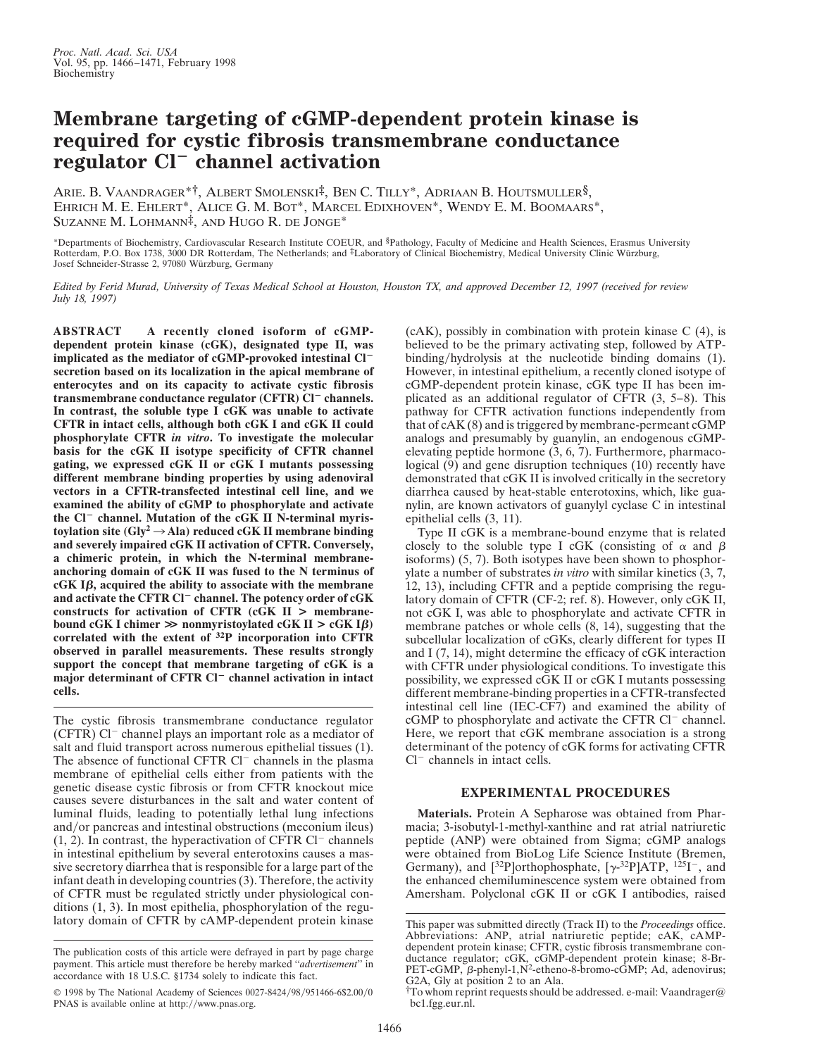# Membrane targeting of cGMP-dependent protein kinase is required for cystic fibrosis transmembrane conductance regulator Cl⁻ channel activation

Arie. B. Vaandrager*†, Albert Smolenski‡, Ben C. Tilly*, Adriaan B. Houtsmuller§, Ehrich M. E. Ehlert*, Alice G. M. Bot*, Marcel Edixhoven*, Wendy E. M. Boomaars*, Suzanne M. Lohmann‡, and Hugo R. de Jonge*

*Departments of Biochemistry, Cardiovascular Research Institute COEUR, and §Pathology, Faculty of Medicine and Health Sciences, Erasmus University Rotterdam, P.O. Box 1738, 3000 DR Rotterdam, The Netherlands; and ‡Laboratory of Clinical Biochemistry, Medical University Clinic Würzburg, Josef Schneider-Strasse 2, 97080 Würzburg, Germany

*Edited by Ferid Murad, University of Texas Medical School at Houston, Houston TX, and approved December 12, 1997 (received for review July 18, 1997)*

**ABSTRACT** **A recently cloned isoform of cGMP-dependent protein kinase (cGK), designated type II, was implicated as the mediator of cGMP-provoked intestinal Cl⁻ secretion based on its localization in the apical membrane of enterocytes and on its capacity to activate cystic fibrosis transmembrane conductance regulator (CFTR) Cl⁻ channels. In contrast, the soluble type I cGK was unable to activate CFTR in intact cells, although both cGK I and cGK II could phosphorylate CFTR *in vitro*. To investigate the molecular basis for the cGK II isotype specificity of CFTR channel gating, we expressed cGK II or cGK I mutants possessing different membrane binding properties by using adenoviral vectors in a CFTR-transfected intestinal cell line, and we examined the ability of cGMP to phosphorylate and activate the Cl⁻ channel. Mutation of the cGK II N-terminal myristoylation site (Gly² → Ala) reduced cGK II membrane binding and severely impaired cGK II activation of CFTR. Conversely, a chimeric protein, in which the N-terminal membrane-anchoring domain of cGK II was fused to the N terminus of cGK Iβ, acquired the ability to associate with the membrane and activate the CFTR Cl⁻ channel. The potency order of cGK constructs for activation of CFTR (cGK II > membrane-bound cGK I chimer ≫ nonmyristoylated cGK II > cGK Iβ) correlated with the extent of ³²P incorporation into CFTR observed in parallel measurements. These results strongly support the concept that membrane targeting of cGK is a major determinant of CFTR Cl⁻ channel activation in intact cells.**

The cystic fibrosis transmembrane conductance regulator (CFTR) Cl⁻ channel plays an important role as a mediator of salt and fluid transport across numerous epithelial tissues (1). The absence of functional CFTR Cl⁻ channels in the plasma membrane of epithelial cells either from patients with the genetic disease cystic fibrosis or from CFTR knockout mice causes severe disturbances in the salt and water content of luminal fluids, leading to potentially lethal lung infections and/or pancreas and intestinal obstructions (meconium ileus) (1, 2). In contrast, the hyperactivation of CFTR Cl⁻ channels in intestinal epithelium by several enterotoxins causes a massive secretory diarrhea that is responsible for a large part of the infant death in developing countries (3). Therefore, the activity of CFTR must be regulated strictly under physiological conditions (1, 3). In most epithelia, phosphorylation of the regulatory domain of CFTR by cAMP-dependent protein kinase (cAK), possibly in combination with protein kinase C (4), is believed to be the primary activating step, followed by ATP-binding/hydrolysis at the nucleotide binding domains (1). However, in intestinal epithelium, a recently cloned isotype of cGMP-dependent protein kinase, cGK type II has been implicated as an additional regulator of CFTR (3, 5–8). This pathway for CFTR activation functions independently from that of cAK (8) and is triggered by membrane-permeant cGMP analogs and presumably by guanylin, an endogenous cGMP-elevating peptide hormone (3, 6, 7). Furthermore, pharmacological (9) and gene disruption techniques (10) recently have demonstrated that cGK II is involved critically in the secretory diarrhea caused by heat-stable enterotoxins, which, like guanylin, are known activators of guanylyl cyclase C in intestinal epithelial cells (3, 11).

Type II cGK is a membrane-bound enzyme that is related closely to the soluble type I cGK (consisting of α and β isoforms) (5, 7). Both isotypes have been shown to phosphorylate a number of substrates *in vitro* with similar kinetics (3, 7, 12, 13), including CFTR and a peptide comprising the regulatory domain of CFTR (CF-2; ref. 8). However, only cGK II, not cGK I, was able to phosphorylate and activate CFTR in membrane patches or whole cells (8, 14), suggesting that the subcellular localization of cGKs, clearly different for types II and I (7, 14), might determine the efficacy of cGK interaction with CFTR under physiological conditions. To investigate this possibility, we expressed cGK II or cGK I mutants possessing different membrane-binding properties in a CFTR-transfected intestinal cell line (IEC-CF7) and examined the ability of cGMP to phosphorylate and activate the CFTR Cl⁻ channel. Here, we report that cGK membrane association is a strong determinant of the potency of cGK forms for activating CFTR Cl⁻ channels in intact cells.

## EXPERIMENTAL PROCEDURES

**Materials.** Protein A Sepharose was obtained from Pharmacia; 3-isobutyl-1-methyl-xanthine and rat atrial natriuretic peptide (ANP) were obtained from Sigma; cGMP analogs were obtained from BioLog Life Science Institute (Bremen, Germany), and [³²P]orthophosphate, [γ-³²P]ATP, ¹²⁵I⁻, and the enhanced chemiluminescence system were obtained from Amersham. Polyclonal cGK II or cGK I antibodies, raised

The publication costs of this article were defrayed in part by page charge payment. This article must therefore be hereby marked "*advertisement*" in accordance with 18 U.S.C. §1734 solely to indicate this fact.

© 1998 by The National Academy of Sciences 0027-8424/98/951466-6$2.00/0
PNAS is available online at http://www.pnas.org.

This paper was submitted directly (Track II) to the *Proceedings* office.
Abbreviations: ANP, atrial natriuretic peptide; cAK, cAMP-dependent protein kinase; CFTR, cystic fibrosis transmembrane conductance regulator; cGK, cGMP-dependent protein kinase; 8-Br-PET-cGMP, β-phenyl-1,N²-etheno-8-bromo-cGMP; Ad, adenovirus; G2A, Gly at position 2 to an Ala.

†To whom reprint requests should be addressed. e-mail: Vaandrager@bc1.fgg.eur.nl.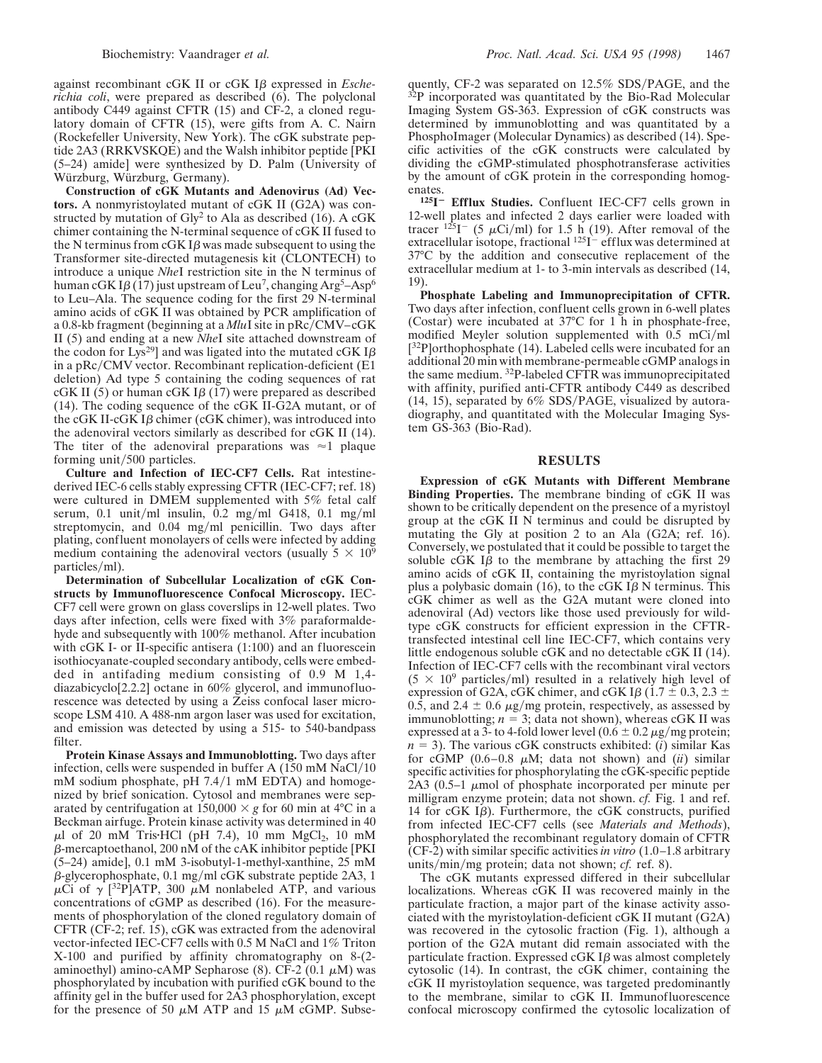against recombinant cGK II or cGK Iβ expressed in *Escherichia coli*, were prepared as described (6). The polyclonal antibody C449 against CFTR (15) and CF-2, a cloned regulatory domain of CFTR (15), were gifts from A. C. Nairn (Rockefeller University, New York). The cGK substrate peptide 2A3 (RRKVSKQE) and the Walsh inhibitor peptide [PKI (5–24) amide] were synthesized by D. Palm (University of Würzburg, Würzburg, Germany).

**Construction of cGK Mutants and Adenovirus (Ad) Vectors.** A nonmyristoylated mutant of cGK II (G2A) was constructed by mutation of $Gly^2$ to Ala as described (16). A cGK chimer containing the N-terminal sequence of cGK II fused to the N terminus from cGK Iβ was made subsequent to using the Transformer site-directed mutagenesis kit (CLONTECH) to introduce a unique *Nhe*I restriction site in the N terminus of human cGK Iβ (17) just upstream of $Leu^7$, changing $Arg^5$–$Asp^6$ to Leu–Ala. The sequence coding for the first 29 N-terminal amino acids of cGK II was obtained by PCR amplification of a 0.8-kb fragment (beginning at a *Mlu*I site in pRc/CMV–cGK II (5) and ending at a new *Nhe*I site attached downstream of the codon for $Lys^{29}$] and was ligated into the mutated cGK Iβ in a pRc/CMV vector. Recombinant replication-deficient (E1 deletion) Ad type 5 containing the coding sequences of rat cGK II (5) or human cGK Iβ (17) were prepared as described (14). The coding sequence of the cGK II-G2A mutant, or of the cGK II-cGK Iβ chimer (cGK chimer), was introduced into the adenoviral vectors similarly as described for cGK II (14). The titer of the adenoviral preparations was ≈1 plaque forming unit/500 particles.

**Culture and Infection of IEC-CF7 Cells.** Rat intestine-derived IEC-6 cells stably expressing CFTR (IEC-CF7; ref. 18) were cultured in DMEM supplemented with 5% fetal calf serum, 0.1 unit/ml insulin, 0.2 mg/ml G418, 0.1 mg/ml streptomycin, and 0.04 mg/ml penicillin. Two days after plating, confluent monolayers of cells were infected by adding medium containing the adenoviral vectors (usually $5 \times 10^9$ particles/ml).

**Determination of Subcellular Localization of cGK Constructs by Immunofluorescence Confocal Microscopy.** IEC-CF7 cell were grown on glass coverslips in 12-well plates. Two days after infection, cells were fixed with 3% paraformaldehyde and subsequently with 100% methanol. After incubation with cGK I- or II-specific antisera (1:100) and an fluorescein isothiocyanate-coupled secondary antibody, cells were embedded in antifading medium consisting of 0.9 M 1,4-diazabicyclo[2.2.2] octane in 60% glycerol, and immunofluorescence was detected by using a Zeiss confocal laser microscope LSM 410. A 488-nm argon laser was used for excitation, and emission was detected by using a 515- to 540-bandpass filter.

**Protein Kinase Assays and Immunoblotting.** Two days after infection, cells were suspended in buffer A (150 mM NaCl/10 mM sodium phosphate, pH 7.4/1 mM EDTA) and homogenized by brief sonication. Cytosol and membranes were separated by centrifugation at $150{,}000 \times g$ for 60 min at 4°C in a Beckman airfuge. Protein kinase activity was determined in 40 μl of 20 mM Tris·HCl (pH 7.4), 10 mM $MgCl_2$, 10 mM β-mercaptoethanol, 200 nM of the cAK inhibitor peptide [PKI (5–24) amide], 0.1 mM 3-isobutyl-1-methyl-xanthine, 25 mM β-glycerophosphate, 0.1 mg/ml cGK substrate peptide 2A3, 1 μCi of γ [$^{32}$P]ATP, 300 μM nonlabeled ATP, and various concentrations of cGMP as described (16). For the measurements of phosphorylation of the cloned regulatory domain of CFTR (CF-2; ref. 15), cGK was extracted from the adenoviral vector-infected IEC-CF7 cells with 0.5 M NaCl and 1% Triton X-100 and purified by affinity chromatography on 8-(2-aminoethyl) amino-cAMP Sepharose (8). CF-2 (0.1 μM) was phosphorylated by incubation with purified cGK bound to the affinity gel in the buffer used for 2A3 phosphorylation, except for the presence of 50 μM ATP and 15 μM cGMP. Subsequently, CF-2 was separated on 12.5% SDS/PAGE, and the $^{32}$P incorporated was quantitated by the Bio-Rad Molecular Imaging System GS-363. Expression of cGK constructs was determined by immunoblotting and was quantitated by a PhosphoImager (Molecular Dynamics) as described (14). Specific activities of the cGK constructs were calculated by dividing the cGMP-stimulated phosphotransferase activities by the amount of cGK protein in the corresponding homogenates.

**$^{125}I^-$ Efflux Studies.** Confluent IEC-CF7 cells grown in 12-well plates and infected 2 days earlier were loaded with tracer $^{125}I^-$ (5 μCi/ml) for 1.5 h (19). After removal of the extracellular isotope, fractional $^{125}I^-$ efflux was determined at 37°C by the addition and consecutive replacement of the extracellular medium at 1- to 3-min intervals as described (14, 19).

**Phosphate Labeling and Immunoprecipitation of CFTR.** Two days after infection, confluent cells grown in 6-well plates (Costar) were incubated at 37°C for 1 h in phosphate-free, modified Meyler solution supplemented with 0.5 mCi/ml [$^{32}$P]orthophosphate (14). Labeled cells were incubated for an additional 20 min with membrane-permeable cGMP analogs in the same medium. $^{32}$P-labeled CFTR was immunoprecipitated with affinity, purified anti-CFTR antibody C449 as described (14, 15), separated by 6% SDS/PAGE, visualized by autoradiography, and quantitated with the Molecular Imaging System GS-363 (Bio-Rad).

## RESULTS

**Expression of cGK Mutants with Different Membrane Binding Properties.** The membrane binding of cGK II was shown to be critically dependent on the presence of a myristoyl group at the cGK II N terminus and could be disrupted by mutating the Gly at position 2 to an Ala (G2A; ref. 16). Conversely, we postulated that it could be possible to target the soluble cGK Iβ to the membrane by attaching the first 29 amino acids of cGK II, containing the myristoylation signal plus a polybasic domain (16), to the cGK Iβ N terminus. This cGK chimer as well as the G2A mutant were cloned into adenoviral (Ad) vectors like those used previously for wild-type cGK constructs for efficient expression in the CFTR-transfected intestinal cell line IEC-CF7, which contains very little endogenous soluble cGK and no detectable cGK II (14). Infection of IEC-CF7 cells with the recombinant viral vectors ($5 \times 10^9$ particles/ml) resulted in a relatively high level of expression of G2A, cGK chimer, and cGK Iβ (1.7 ± 0.3, 2.3 ± 0.5, and 2.4 ± 0.6 μg/mg protein, respectively, as assessed by immunoblotting; $n = 3$; data not shown), whereas cGK II was expressed at a 3- to 4-fold lower level (0.6 ± 0.2 μg/mg protein; $n = 3$). The various cGK constructs exhibited: (*i*) similar Kas for cGMP (0.6–0.8 μM; data not shown) and (*ii*) similar specific activities for phosphorylating the cGK-specific peptide 2A3 (0.5–1 μmol of phosphate incorporated per minute per milligram enzyme protein; data not shown. *cf.* Fig. 1 and ref. 14 for cGK Iβ). Furthermore, the cGK constructs, purified from infected IEC-CF7 cells (see *Materials and Methods*), phosphorylated the recombinant regulatory domain of CFTR (CF-2) with similar specific activities *in vitro* (1.0–1.8 arbitrary units/min/mg protein; data not shown; *cf.* ref. 8).

The cGK mutants expressed differed in their subcellular localizations. Whereas cGK II was recovered mainly in the particulate fraction, a major part of the kinase activity associated with the myristoylation-deficient cGK II mutant (G2A) was recovered in the cytosolic fraction (Fig. 1), although a portion of the G2A mutant did remain associated with the particulate fraction. Expressed cGK Iβ was almost completely cytosolic (14). In contrast, the cGK chimer, containing the cGK II myristoylation sequence, was targeted predominantly to the membrane, similar to cGK II. Immunofluorescence confocal microscopy confirmed the cytosolic localization of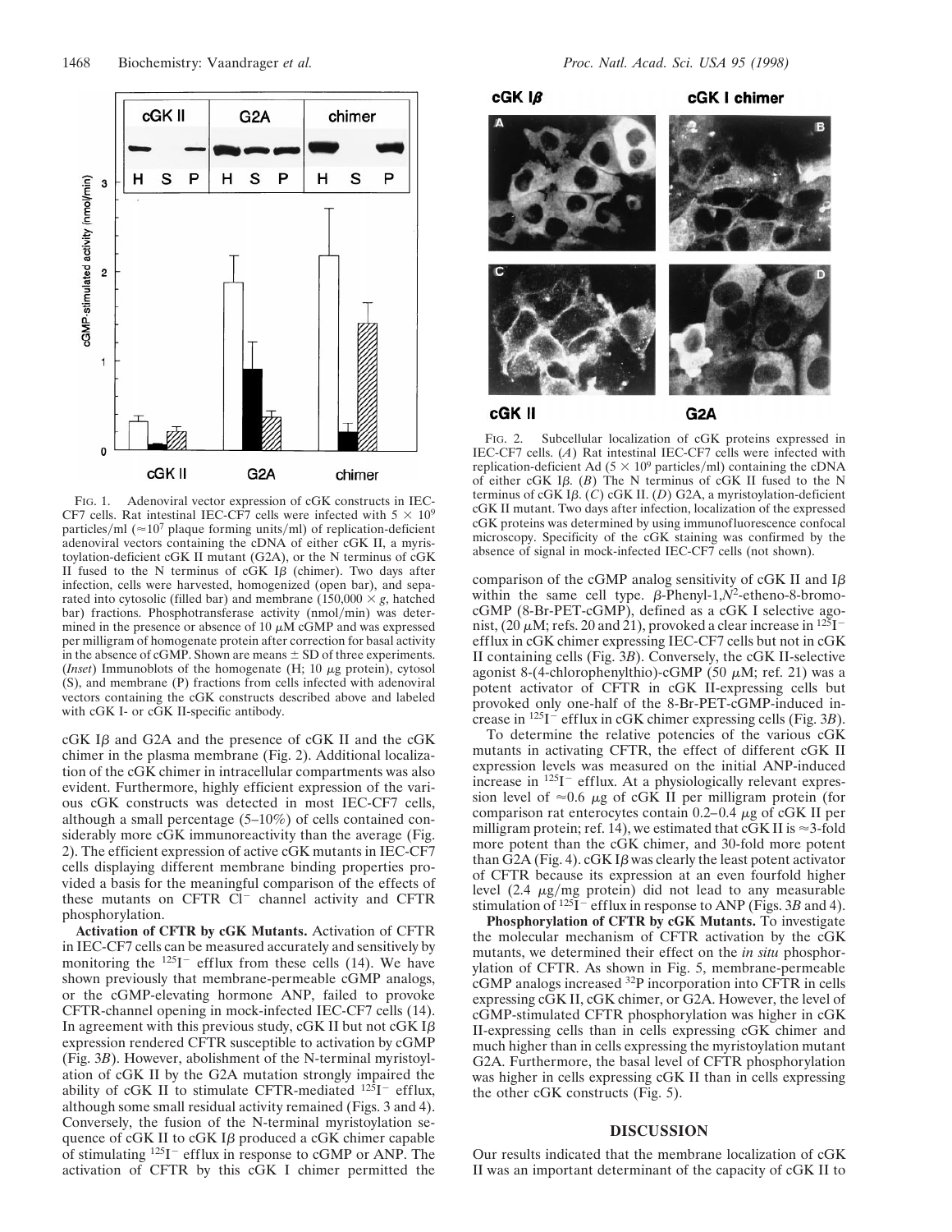FIG. 1. Adenoviral vector expression of cGK constructs in IEC-CF7 cells. Rat intestinal IEC-CF7 cells were infected with $5 \times 10^9$ particles/ml ($\approx 10^7$ plaque forming units/ml) of replication-deficient adenoviral vectors containing the cDNA of either cGK II, a myristoylation-deficient cGK II mutant (G2A), or the N terminus of cGK II fused to the N terminus of cGK Iβ (chimer). Two days after infection, cells were harvested, homogenized (open bar), and separated into cytosolic (filled bar) and membrane ($150{,}000 \times g$, hatched bar) fractions. Phosphotransferase activity (nmol/min) was determined in the presence or absence of 10 μM cGMP and was expressed per milligram of homogenate protein after correction for basal activity in the absence of cGMP. Shown are means ± SD of three experiments. (*Inset*) Immunoblots of the homogenate (H; 10 μg protein), cytosol (S), and membrane (P) fractions from cells infected with adenoviral vectors containing the cGK constructs described above and labeled with cGK I- or cGK II-specific antibody.

cGK Iβ and G2A and the presence of cGK II and the cGK chimer in the plasma membrane (Fig. 2). Additional localization of the cGK chimer in intracellular compartments was also evident. Furthermore, highly efficient expression of the various cGK constructs was detected in most IEC-CF7 cells, although a small percentage (5–10%) of cells contained considerably more cGK immunoreactivity than the average (Fig. 2). The efficient expression of active cGK mutants in IEC-CF7 cells displaying different membrane binding properties provided a basis for the meaningful comparison of the effects of these mutants on CFTR $Cl^-$ channel activity and CFTR phosphorylation.

**Activation of CFTR by cGK Mutants.** Activation of CFTR in IEC-CF7 cells can be measured accurately and sensitively by monitoring the $^{125}I^-$ efflux from these cells (14). We have shown previously that membrane-permeable cGMP analogs, or the cGMP-elevating hormone ANP, failed to provoke CFTR-channel opening in mock-infected IEC-CF7 cells (14). In agreement with this previous study, cGK II but not cGK Iβ expression rendered CFTR susceptible to activation by cGMP (Fig. 3*B*). However, abolishment of the N-terminal myristoylation of cGK II by the G2A mutation strongly impaired the ability of cGK II to stimulate CFTR-mediated $^{125}I^-$ efflux, although some small residual activity remained (Figs. 3 and 4). Conversely, the fusion of the N-terminal myristoylation sequence of cGK II to cGK Iβ produced a cGK chimer capable of stimulating $^{125}I^-$ efflux in response to cGMP or ANP. The activation of CFTR by this cGK I chimer permitted the

FIG. 2. Subcellular localization of cGK proteins expressed in IEC-CF7 cells. (*A*) Rat intestinal IEC-CF7 cells were infected with replication-deficient Ad ($5 \times 10^9$ particles/ml) containing the cDNA of either cGK Iβ. (*B*) The N terminus of cGK II fused to the N terminus of cGK Iβ. (*C*) cGK II. (*D*) G2A, a myristoylation-deficient cGK II mutant. Two days after infection, localization of the expressed cGK proteins was determined by using immunofluorescence confocal microscopy. Specificity of the cGK staining was confirmed by the absence of signal in mock-infected IEC-CF7 cells (not shown).

comparison of the cGMP analog sensitivity of cGK II and Iβ within the same cell type. β-Phenyl-1,$N^2$-etheno-8-bromo-cGMP (8-Br-PET-cGMP), defined as a cGK I selective agonist, (20 μM; refs. 20 and 21), provoked a clear increase in $^{125}I^-$ efflux in cGK chimer expressing IEC-CF7 cells but not in cGK II containing cells (Fig. 3*B*). Conversely, the cGK II-selective agonist 8-(4-chlorophenylthio)-cGMP (50 μM; ref. 21) was a potent activator of CFTR in cGK II-expressing cells but provoked only one-half of the 8-Br-PET-cGMP-induced increase in $^{125}I^-$ efflux in cGK chimer expressing cells (Fig. 3*B*).

To determine the relative potencies of the various cGK mutants in activating CFTR, the effect of different cGK II expression levels was measured on the initial ANP-induced increase in $^{125}I^-$ efflux. At a physiologically relevant expression level of ≈0.6 μg of cGK II per milligram protein (for comparison rat enterocytes contain 0.2–0.4 μg of cGK II per milligram protein; ref. 14), we estimated that cGK II is ≈3-fold more potent than the cGK chimer, and 30-fold more potent than G2A (Fig. 4). cGK Iβ was clearly the least potent activator of CFTR because its expression at an even fourfold higher level (2.4 μg/mg protein) did not lead to any measurable stimulation of $^{125}I^-$ efflux in response to ANP (Figs. 3*B* and 4).

**Phosphorylation of CFTR by cGK Mutants.** To investigate the molecular mechanism of CFTR activation by the cGK mutants, we determined their effect on the *in situ* phosphorylation of CFTR. As shown in Fig. 5, membrane-permeable cGMP analogs increased $^{32}P$ incorporation into CFTR in cells expressing cGK II, cGK chimer, or G2A. However, the level of cGMP-stimulated CFTR phosphorylation was higher in cGK II-expressing cells than in cells expressing cGK chimer and much higher than in cells expressing the myristoylation mutant G2A. Furthermore, the basal level of CFTR phosphorylation was higher in cells expressing cGK II than in cells expressing the other cGK constructs (Fig. 5).

## DISCUSSION

Our results indicated that the membrane localization of cGK II was an important determinant of the capacity of cGK II to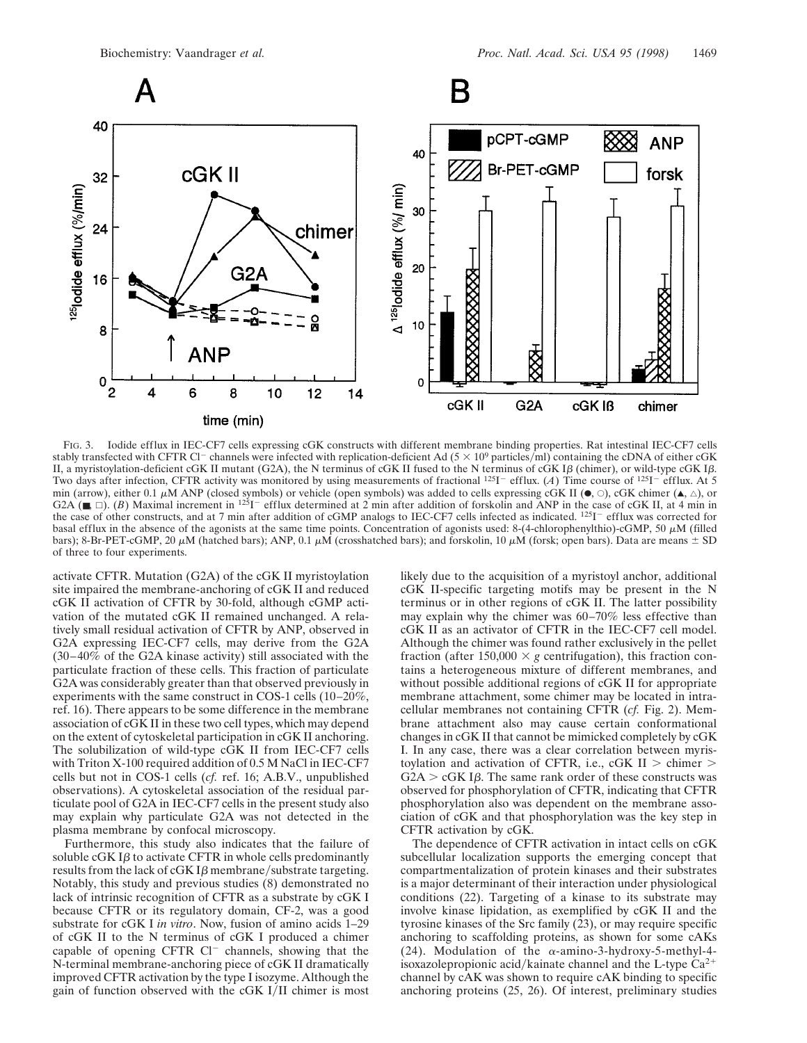FIG. 3. Iodide efflux in IEC-CF7 cells expressing cGK constructs with different membrane binding properties. Rat intestinal IEC-CF7 cells stably transfected with CFTR $Cl^-$ channels were infected with replication-deficient Ad ($5 \times 10^9$ particles/ml) containing the cDNA of either cGK II, a myristoylation-deficient cGK II mutant (G2A), the N terminus of cGK II fused to the N terminus of cGK Iβ (chimer), or wild-type cGK Iβ. Two days after infection, CFTR activity was monitored by using measurements of fractional $^{125}I^-$ efflux. (*A*) Time course of $^{125}I^-$ efflux. At 5 min (arrow), either 0.1 μM ANP (closed symbols) or vehicle (open symbols) was added to cells expressing cGK II (●, ○), cGK chimer (▲, △), or G2A (■, □). (*B*) Maximal increment in $^{125}I^-$ efflux determined at 2 min after addition of forskolin and ANP in the case of cGK II, at 4 min in the case of other constructs, and at 7 min after addition of cGMP analogs to IEC-CF7 cells infected as indicated. $^{125}I^-$ efflux was corrected for basal efflux in the absence of the agonists at the same time points. Concentration of agonists used: 8-(4-chlorophenylthio)-cGMP, 50 μM (filled bars); 8-Br-PET-cGMP, 20 μM (hatched bars); ANP, 0.1 μM (crosshatched bars); and forskolin, 10 μM (forsk; open bars). Data are means ± SD of three to four experiments.

activate CFTR. Mutation (G2A) of the cGK II myristoylation site impaired the membrane-anchoring of cGK II and reduced cGK II activation of CFTR by 30-fold, although cGMP activation of the mutated cGK II remained unchanged. A relatively small residual activation of CFTR by ANP, observed in G2A expressing IEC-CF7 cells, may derive from the G2A (30–40% of the G2A kinase activity) still associated with the particulate fraction of these cells. This fraction of particulate G2A was considerably greater than that observed previously in experiments with the same construct in COS-1 cells (10–20%, ref. 16). There appears to be some difference in the membrane association of cGK II in these two cell types, which may depend on the extent of cytoskeletal participation in cGK II anchoring. The solubilization of wild-type cGK II from IEC-CF7 cells with Triton X-100 required addition of 0.5 M NaCl in IEC-CF7 cells but not in COS-1 cells (*cf.* ref. 16; A.B.V., unpublished observations). A cytoskeletal association of the residual particulate pool of G2A in IEC-CF7 cells in the present study also may explain why particulate G2A was not detected in the plasma membrane by confocal microscopy.

Furthermore, this study also indicates that the failure of soluble cGK Iβ to activate CFTR in whole cells predominantly results from the lack of cGK Iβ membrane/substrate targeting. Notably, this study and previous studies (8) demonstrated no lack of intrinsic recognition of CFTR as a substrate by cGK I because CFTR or its regulatory domain, CF-2, was a good substrate for cGK I *in vitro*. Now, fusion of amino acids 1–29 of cGK II to the N terminus of cGK I produced a chimer capable of opening CFTR $Cl^-$ channels, showing that the N-terminal membrane-anchoring piece of cGK II dramatically improved CFTR activation by the type I isozyme. Although the gain of function observed with the cGK I/II chimer is most likely due to the acquisition of a myristoyl anchor, additional cGK II-specific targeting motifs may be present in the N terminus or in other regions of cGK II. The latter possibility may explain why the chimer was 60–70% less effective than cGK II as an activator of CFTR in the IEC-CF7 cell model. Although the chimer was found rather exclusively in the pellet fraction (after 150,000 × *g* centrifugation), this fraction contains a heterogeneous mixture of different membranes, and without possible additional regions of cGK II for appropriate membrane attachment, some chimer may be located in intracellular membranes not containing CFTR (*cf.* Fig. 2). Membrane attachment also may cause certain conformational changes in cGK II that cannot be mimicked completely by cGK I. In any case, there was a clear correlation between myristoylation and activation of CFTR, i.e., cGK II > chimer > G2A > cGK Iβ. The same rank order of these constructs was observed for phosphorylation of CFTR, indicating that CFTR phosphorylation also was dependent on the membrane association of cGK and that phosphorylation was the key step in CFTR activation by cGK.

The dependence of CFTR activation in intact cells on cGK subcellular localization supports the emerging concept that compartmentalization of protein kinases and their substrates is a major determinant of their interaction under physiological conditions (22). Targeting of a kinase to its substrate may involve kinase lipidation, as exemplified by cGK II and the tyrosine kinases of the Src family (23), or may require specific anchoring to scaffolding proteins, as shown for some cAKs (24). Modulation of the α-amino-3-hydroxy-5-methyl-4-isoxazolepropionic acid/kainate channel and the L-type $Ca^{2+}$ channel by cAK was shown to require cAK binding to specific anchoring proteins (25, 26). Of interest, preliminary studies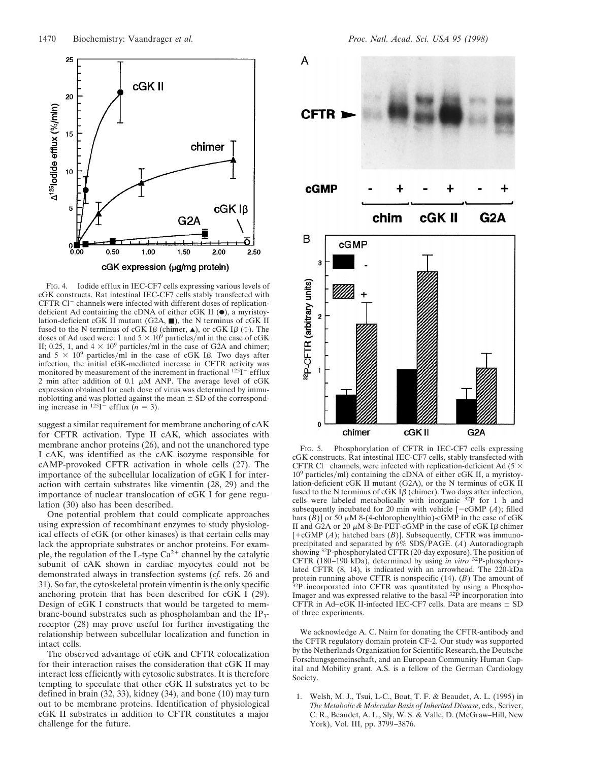FIG. 4. Iodide efflux in IEC-CF7 cells expressing various levels of cGK constructs. Rat intestinal IEC-CF7 cells stably transfected with CFTR $Cl^-$ channels were infected with different doses of replication-deficient Ad containing the cDNA of either cGK II (●), a myristoylation-deficient cGK II mutant (G2A, ■), the N terminus of cGK II fused to the N terminus of cGK Iβ (chimer, ▲), or cGK Iβ (○). The doses of Ad used were: 1 and $5 \times 10^9$ particles/ml in the case of cGK II; 0.25, 1, and $4 \times 10^9$ particles/ml in the case of G2A and chimer; and $5 \times 10^9$ particles/ml in the case of cGK Iβ. Two days after infection, the initial cGK-mediated increase in CFTR activity was monitored by measurement of the increment in fractional $^{125}I^-$ efflux 2 min after addition of 0.1 μM ANP. The average level of cGK expression obtained for each dose of virus was determined by immunoblotting and was plotted against the mean ± SD of the corresponding increase in $^{125}I^-$ efflux ($n = 3$).

suggest a similar requirement for membrane anchoring of cAK for CFTR activation. Type II cAK, which associates with membrane anchor proteins (26), and not the unanchored type I cAK, was identified as the cAK isozyme responsible for cAMP-provoked CFTR activation in whole cells (27). The importance of the subcellular localization of cGK I for interaction with certain substrates like vimentin (28, 29) and the importance of nuclear translocation of cGK I for gene regulation (30) also has been described.

One potential problem that could complicate approaches using expression of recombinant enzymes to study physiological effects of cGK (or other kinases) is that certain cells may lack the appropriate substrates or anchor proteins. For example, the regulation of the L-type $Ca^{2+}$ channel by the catalytic subunit of cAK shown in cardiac myocytes could not be demonstrated always in transfection systems (*cf.* refs. 26 and 31). So far, the cytoskeletal protein vimentin is the only specific anchoring protein that has been described for cGK I (29). Design of cGK I constructs that would be targeted to membrane-bound substrates such as phospholamban and the $IP_3$-receptor (28) may prove useful for further investigating the relationship between subcellular localization and function in intact cells.

The observed advantage of cGK and CFTR colocalization for their interaction raises the consideration that cGK II may interact less efficiently with cytosolic substrates. It is therefore tempting to speculate that other cGK II substrates yet to be defined in brain (32, 33), kidney (34), and bone (10) may turn out to be membrane proteins. Identification of physiological cGK II substrates in addition to CFTR constitutes a major challenge for the future.

FIG. 5. Phosphorylation of CFTR in IEC-CF7 cells expressing cGK constructs. Rat intestinal IEC-CF7 cells, stably transfected with CFTR $Cl^-$ channels, were infected with replication-deficient Ad ($5 \times 10^9$ particles/ml) containing the cDNA of either cGK II, a myristoylation-deficient cGK II mutant (G2A), or the N terminus of cGK II fused to the N terminus of cGK Iβ (chimer). Two days after infection, cells were labeled metabolically with inorganic $^{32}P$ for 1 h and subsequently incubated for 20 min with vehicle [−cGMP (*A*); filled bars (*B*)] or 50 μM 8-(4-chlorophenylthio)-cGMP in the case of cGK II and G2A or 20 μM 8-Br-PET-cGMP in the case of cGK Iβ chimer [+cGMP (*A*); hatched bars (*B*)]. Subsequently, CFTR was immunoprecipitated and separated by 6% SDS/PAGE. (*A*) Autoradiograph showing $^{32}P$-phosphorylated CFTR (20-day exposure). The position of CFTR (180–190 kDa), determined by using *in vitro* $^{32}P$-phosphorylated CFTR (8, 14), is indicated with an arrowhead. The 220-kDa protein running above CFTR is nonspecific (14). (*B*) The amount of $^{32}P$ incorporated into CFTR was quantitated by using a PhosphoImager and was expressed relative to the basal $^{32}P$ incorporation into CFTR in Ad–cGK II-infected IEC-CF7 cells. Data are means ± SD of three experiments.

We acknowledge A. C. Nairn for donating the CFTR-antibody and the CFTR regulatory domain protein CF-2. Our study was supported by the Netherlands Organization for Scientific Research, the Deutsche Forschungsgemeinschaft, and an European Community Human Capital and Mobility grant. A.S. is a fellow of the German Cardiology Society.

1. Welsh, M. J., Tsui, L-C., Boat, T. F. & Beaudet, A. L. (1995) in *The Metabolic & Molecular Basis of Inherited Disease*, eds., Scriver, C. R., Beaudet, A. L., Sly, W. S. & Valle, D. (McGraw–Hill, New York), Vol. III, pp. 3799–3876.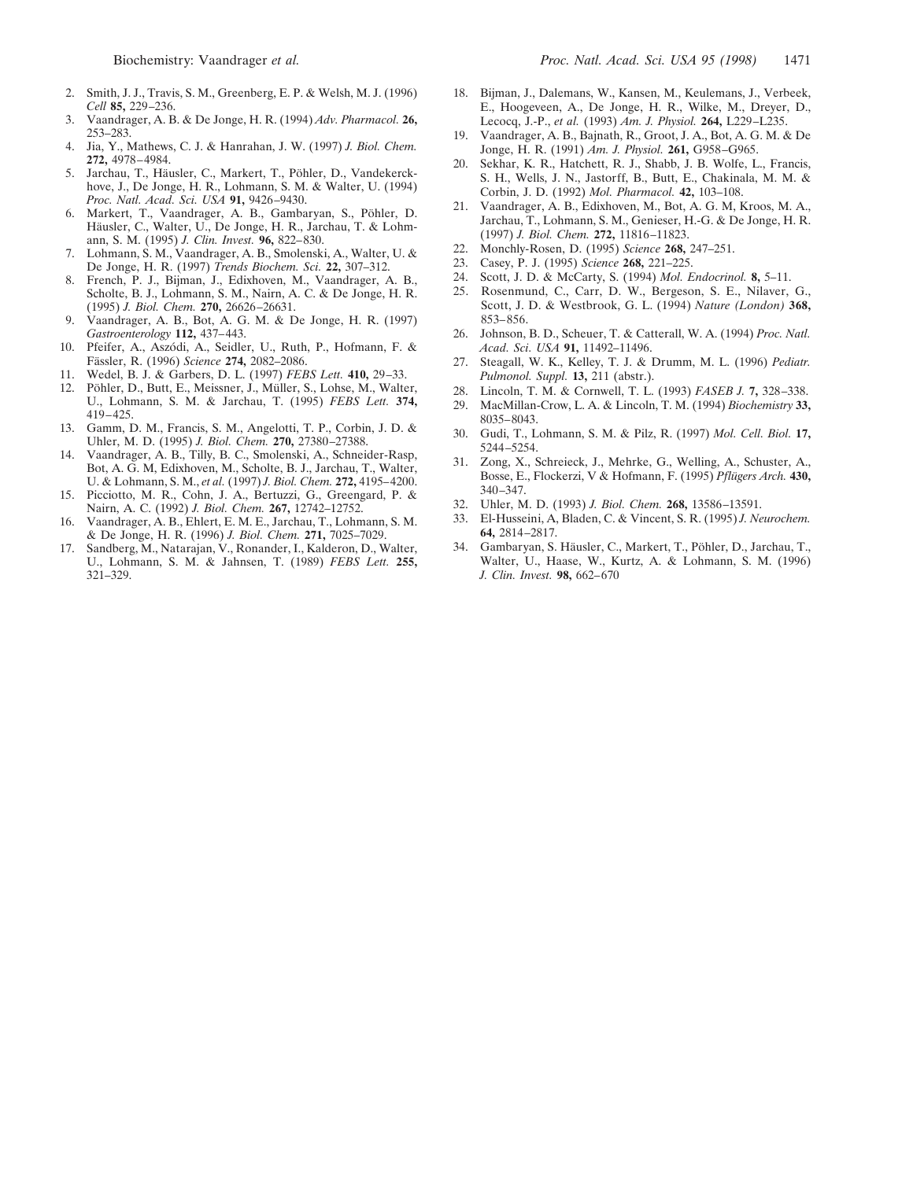2. Smith, J. J., Travis, S. M., Greenberg, E. P. & Welsh, M. J. (1996) *Cell* **85,** 229–236.
3. Vaandrager, A. B. & De Jonge, H. R. (1994) *Adv. Pharmacol.* **26,** 253–283.
4. Jia, Y., Mathews, C. J. & Hanrahan, J. W. (1997) *J. Biol. Chem.* **272,** 4978–4984.
5. Jarchau, T., Häusler, C., Markert, T., Pöhler, D., Vandekerckhove, J., De Jonge, H. R., Lohmann, S. M. & Walter, U. (1994) *Proc. Natl. Acad. Sci. USA* **91,** 9426–9430.
6. Markert, T., Vaandrager, A. B., Gambaryan, S., Pöhler, D. Häusler, C., Walter, U., De Jonge, H. R., Jarchau, T. & Lohmann, S. M. (1995) *J. Clin. Invest.* **96,** 822–830.
7. Lohmann, S. M., Vaandrager, A. B., Smolenski, A., Walter, U. & De Jonge, H. R. (1997) *Trends Biochem. Sci.* **22,** 307–312.
8. French, P. J., Bijman, J., Edixhoven, M., Vaandrager, A. B., Scholte, B. J., Lohmann, S. M., Nairn, A. C. & De Jonge, H. R. (1995) *J. Biol. Chem.* **270,** 26626–26631.
9. Vaandrager, A. B., Bot, A. G. M. & De Jonge, H. R. (1997) *Gastroenterology* **112,** 437–443.
10. Pfeifer, A., Aszódi, A., Seidler, U., Ruth, P., Hofmann, F. & Fässler, R. (1996) *Science* **274,** 2082–2086.
11. Wedel, B. J. & Garbers, D. L. (1997) *FEBS Lett.* **410,** 29–33.
12. Pöhler, D., Butt, E., Meissner, J., Müller, S., Lohse, M., Walter, U., Lohmann, S. M. & Jarchau, T. (1995) *FEBS Lett.* **374,** 419–425.
13. Gamm, D. M., Francis, S. M., Angelotti, T. P., Corbin, J. D. & Uhler, M. D. (1995) *J. Biol. Chem.* **270,** 27380–27388.
14. Vaandrager, A. B., Tilly, B. C., Smolenski, A., Schneider-Rasp, Bot, A. G. M, Edixhoven, M., Scholte, B. J., Jarchau, T., Walter, U. & Lohmann, S. M., *et al.* (1997) *J. Biol. Chem.* **272,** 4195–4200.
15. Picciotto, M. R., Cohn, J. A., Bertuzzi, G., Greengard, P. & Nairn, A. C. (1992) *J. Biol. Chem.* **267,** 12742–12752.
16. Vaandrager, A. B., Ehlert, E. M. E., Jarchau, T., Lohmann, S. M. & De Jonge, H. R. (1996) *J. Biol. Chem.* **271,** 7025–7029.
17. Sandberg, M., Natarajan, V., Ronander, I., Kalderon, D., Walter, U., Lohmann, S. M. & Jahnsen, T. (1989) *FEBS Lett.* **255,** 321–329.
18. Bijman, J., Dalemans, W., Kansen, M., Keulemans, J., Verbeek, E., Hoogeveen, A., De Jonge, H. R., Wilke, M., Dreyer, D., Lecocq, J.-P., *et al.* (1993) *Am. J. Physiol.* **264,** L229–L235.
19. Vaandrager, A. B., Bajnath, R., Groot, J. A., Bot, A. G. M. & De Jonge, H. R. (1991) *Am. J. Physiol.* **261,** G958–G965.
20. Sekhar, K. R., Hatchett, R. J., Shabb, J. B. Wolfe, L., Francis, S. H., Wells, J. N., Jastorff, B., Butt, E., Chakinala, M. M. & Corbin, J. D. (1992) *Mol. Pharmacol.* **42,** 103–108.
21. Vaandrager, A. B., Edixhoven, M., Bot, A. G. M, Kroos, M. A., Jarchau, T., Lohmann, S. M., Genieser, H.-G. & De Jonge, H. R. (1997) *J. Biol. Chem.* **272,** 11816–11823.
22. Monchly-Rosen, D. (1995) *Science* **268,** 247–251.
23. Casey, P. J. (1995) *Science* **268,** 221–225.
24. Scott, J. D. & McCarty, S. (1994) *Mol. Endocrinol.* **8,** 5–11.
25. Rosenmund, C., Carr, D. W., Bergeson, S. E., Nilaver, G., Scott, J. D. & Westbrook, G. L. (1994) *Nature (London)* **368,** 853–856.
26. Johnson, B. D., Scheuer, T. & Catterall, W. A. (1994) *Proc. Natl. Acad. Sci. USA* **91,** 11492–11496.
27. Steagall, W. K., Kelley, T. J. & Drumm, M. L. (1996) *Pediatr. Pulmonol. Suppl.* **13,** 211 (abstr.).
28. Lincoln, T. M. & Cornwell, T. L. (1993) *FASEB J.* **7,** 328–338.
29. MacMillan-Crow, L. A. & Lincoln, T. M. (1994) *Biochemistry* **33,** 8035–8043.
30. Gudi, T., Lohmann, S. M. & Pilz, R. (1997) *Mol. Cell. Biol.* **17,** 5244–5254.
31. Zong, X., Schreieck, J., Mehrke, G., Welling, A., Schuster, A., Bosse, E., Flockerzi, V & Hofmann, F. (1995) *Pflügers Arch.* **430,** 340–347.
32. Uhler, M. D. (1993) *J. Biol. Chem.* **268,** 13586–13591.
33. El-Husseini, A, Bladen, C. & Vincent, S. R. (1995) *J. Neurochem.* **64,** 2814–2817.
34. Gambaryan, S. Häusler, C., Markert, T., Pöhler, D., Jarchau, T., Walter, U., Haase, W., Kurtz, A. & Lohmann, S. M. (1996) *J. Clin. Invest.* **98,** 662–670